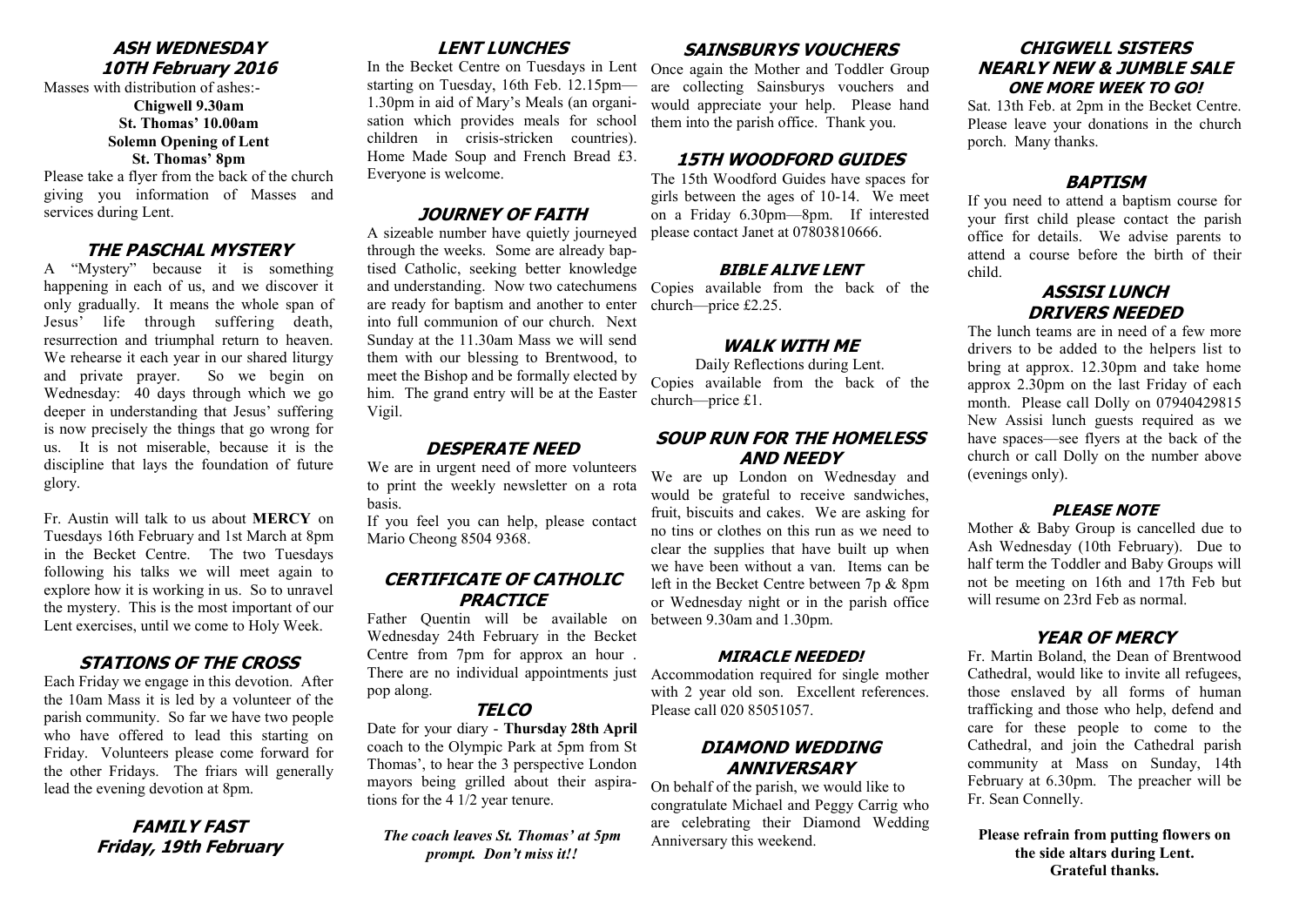## ASH WEDNESDAY
## 10TH February 2016

Masses with distribution of ashes:-

**Chigwell 9.30am**
**St. Thomas' 10.00am**
**Solemn Opening of Lent**
**St. Thomas' 8pm**

Please take a flyer from the back of the church giving you information of Masses and services during Lent.

## THE PASCHAL MYSTERY

A "Mystery" because it is something happening in each of us, and we discover it only gradually. It means the whole span of Jesus' life through suffering death, resurrection and triumphal return to heaven. We rehearse it each year in our shared liturgy and private prayer. So we begin on Wednesday: 40 days through which we go deeper in understanding that Jesus' suffering is now precisely the things that go wrong for us. It is not miserable, because it is the discipline that lays the foundation of future glory.

Fr. Austin will talk to us about **MERCY** on Tuesdays 16th February and 1st March at 8pm in the Becket Centre. The two Tuesdays following his talks we will meet again to explore how it is working in us. So to unravel the mystery. This is the most important of our Lent exercises, until we come to Holy Week.

## STATIONS OF THE CROSS

Each Friday we engage in this devotion. After the 10am Mass it is led by a volunteer of the parish community. So far we have two people who have offered to lead this starting on Friday. Volunteers please come forward for the other Fridays. The friars will generally lead the evening devotion at 8pm.

## FAMILY FAST
## Friday, 19th February

## LENT LUNCHES

In the Becket Centre on Tuesdays in Lent starting on Tuesday, 16th Feb. 12.15pm—1.30pm in aid of Mary's Meals (an organisation which provides meals for school children in crisis-stricken countries). Home Made Soup and French Bread £3. Everyone is welcome.

## JOURNEY OF FAITH

A sizeable number have quietly journeyed through the weeks. Some are already baptised Catholic, seeking better knowledge and understanding. Now two catechumens are ready for baptism and another to enter into full communion of our church. Next Sunday at the 11.30am Mass we will send them with our blessing to Brentwood, to meet the Bishop and be formally elected by him. The grand entry will be at the Easter Vigil.

## DESPERATE NEED

We are in urgent need of more volunteers to print the weekly newsletter on a rota basis.

If you feel you can help, please contact Mario Cheong 8504 9368.

## CERTIFICATE OF CATHOLIC PRACTICE

Father Quentin will be available on Wednesday 24th February in the Becket Centre from 7pm for approx an hour . There are no individual appointments just pop along.

## TELCO

Date for your diary - **Thursday 28th April** coach to the Olympic Park at 5pm from St Thomas', to hear the 3 perspective London mayors being grilled about their aspirations for the 4 1/2 year tenure.

***The coach leaves St. Thomas' at 5pm prompt. Don't miss it!!***

## SAINSBURYS VOUCHERS

Once again the Mother and Toddler Group are collecting Sainsburys vouchers and would appreciate your help. Please hand them into the parish office. Thank you.

## 15TH WOODFORD GUIDES

The 15th Woodford Guides have spaces for girls between the ages of 10-14. We meet on a Friday 6.30pm—8pm. If interested please contact Janet at 07803810666.

### BIBLE ALIVE LENT

Copies available from the back of the church—price £2.25.

## WALK WITH ME

Daily Reflections during Lent.

Copies available from the back of the church—price £1.

## SOUP RUN FOR THE HOMELESS AND NEEDY

We are up London on Wednesday and would be grateful to receive sandwiches, fruit, biscuits and cakes. We are asking for no tins or clothes on this run as we need to clear the supplies that have built up when we have been without a van. Items can be left in the Becket Centre between 7p & 8pm or Wednesday night or in the parish office between 9.30am and 1.30pm.

### MIRACLE NEEDED!

Accommodation required for single mother with 2 year old son. Excellent references. Please call 020 85051057.

## DIAMOND WEDDING ANNIVERSARY

On behalf of the parish, we would like to congratulate Michael and Peggy Carrig who are celebrating their Diamond Wedding Anniversary this weekend.

## CHIGWELL SISTERS NEARLY NEW & JUMBLE SALE
### ONE MORE WEEK TO GO!

Sat. 13th Feb. at 2pm in the Becket Centre. Please leave your donations in the church porch. Many thanks.

## BAPTISM

If you need to attend a baptism course for your first child please contact the parish office for details. We advise parents to attend a course before the birth of their child.

## ASSISI LUNCH DRIVERS NEEDED

The lunch teams are in need of a few more drivers to be added to the helpers list to bring at approx. 12.30pm and take home approx 2.30pm on the last Friday of each month. Please call Dolly on 07940429815 New Assisi lunch guests required as we have spaces—see flyers at the back of the church or call Dolly on the number above (evenings only).

### PLEASE NOTE

Mother & Baby Group is cancelled due to Ash Wednesday (10th February). Due to half term the Toddler and Baby Groups will not be meeting on 16th and 17th Feb but will resume on 23rd Feb as normal.

## YEAR OF MERCY

Fr. Martin Boland, the Dean of Brentwood Cathedral, would like to invite all refugees, those enslaved by all forms of human trafficking and those who help, defend and care for these people to come to the Cathedral, and join the Cathedral parish community at Mass on Sunday, 14th February at 6.30pm. The preacher will be Fr. Sean Connelly.

**Please refrain from putting flowers on the side altars during Lent. Grateful thanks.**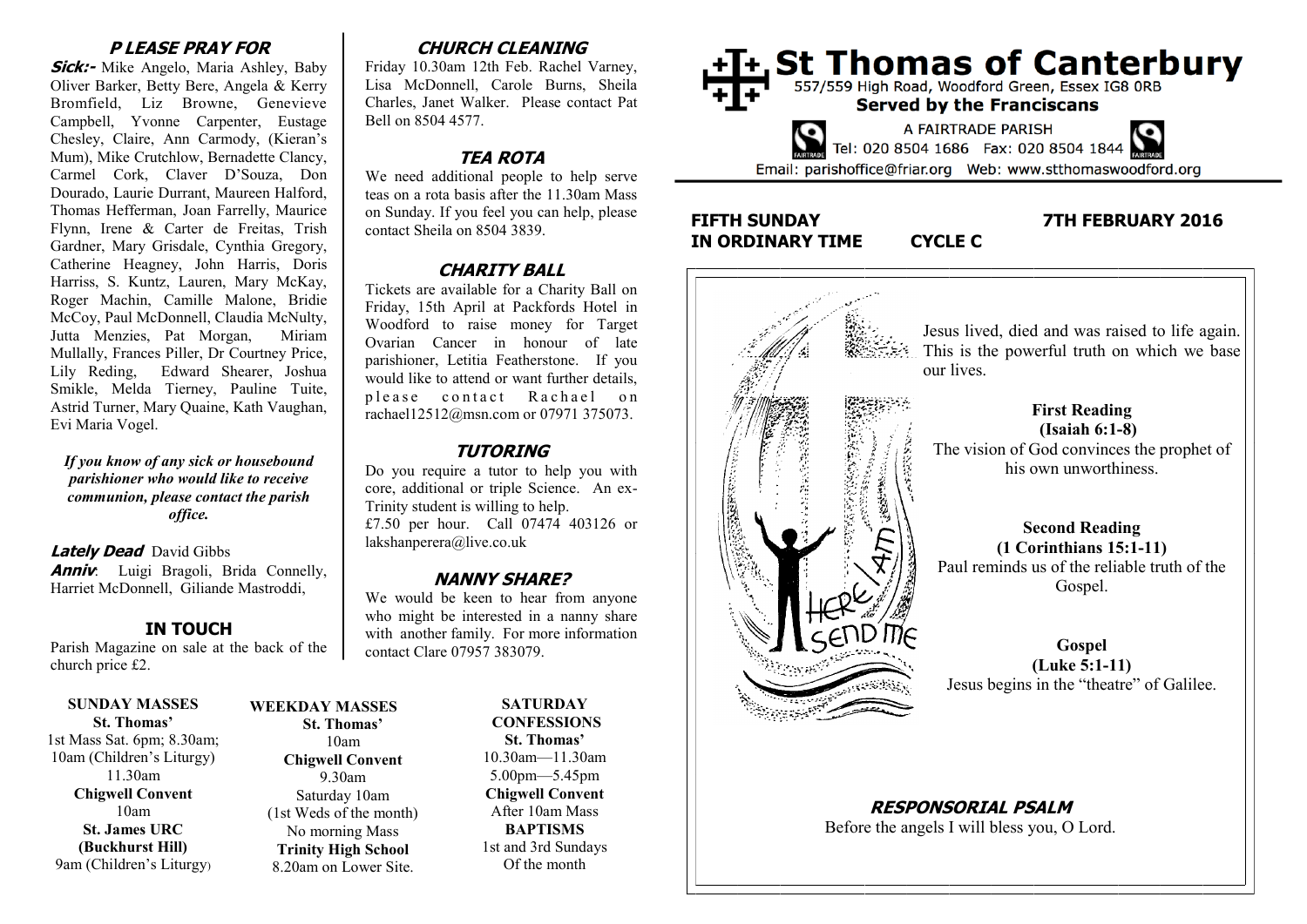## PLEASE PRAY FOR

**Sick:-** Mike Angelo, Maria Ashley, Baby Oliver Barker, Betty Bere, Angela & Kerry Bromfield, Liz Browne, Genevieve Campbell, Yvonne Carpenter, Eustage Chesley, Claire, Ann Carmody, (Kieran's Mum), Mike Crutchlow, Bernadette Clancy, Carmel Cork, Claver D'Souza, Don Dourado, Laurie Durrant, Maureen Halford, Thomas Hefferman, Joan Farrelly, Maurice Flynn, Irene & Carter de Freitas, Trish Gardner, Mary Grisdale, Cynthia Gregory, Catherine Heagney, John Harris, Doris Harriss, S. Kuntz, Lauren, Mary McKay, Roger Machin, Camille Malone, Bridie McCoy, Paul McDonnell, Claudia McNulty, Jutta Menzies, Pat Morgan, Miriam Mullally, Frances Piller, Dr Courtney Price, Lily Reding, Edward Shearer, Joshua Smikle, Melda Tierney, Pauline Tuite, Astrid Turner, Mary Quaine, Kath Vaughan, Evi Maria Vogel.

***If you know of any sick or housebound parishioner who would like to receive communion, please contact the parish office.***

***Lately Dead*** David Gibbs
***Anniv***: Luigi Bragoli, Brida Connelly, Harriet McDonnell, Giliande Mastroddi,

## IN TOUCH

Parish Magazine on sale at the back of the church price £2.

## CHURCH CLEANING

Friday 10.30am 12th Feb. Rachel Varney, Lisa McDonnell, Carole Burns, Sheila Charles, Janet Walker. Please contact Pat Bell on 8504 4577.

## TEA ROTA

We need additional people to help serve teas on a rota basis after the 11.30am Mass on Sunday. If you feel you can help, please contact Sheila on 8504 3839.

## CHARITY BALL

Tickets are available for a Charity Ball on Friday, 15th April at Packfords Hotel in Woodford to raise money for Target Ovarian Cancer in honour of late parishioner, Letitia Featherstone. If you would like to attend or want further details, please contact Rachael on rachael12512@msn.com or 07971 375073.

## TUTORING

Do you require a tutor to help you with core, additional or triple Science. An ex-Trinity student is willing to help.
£7.50 per hour. Call 07474 403126 or lakshanperera@live.co.uk

## NANNY SHARE?

We would be keen to hear from anyone who might be interested in a nanny share with another family. For more information contact Clare 07957 383079.

**SUNDAY MASSES**
**St. Thomas'**
1st Mass Sat. 6pm; 8.30am; 10am (Children's Liturgy) 11.30am
**Chigwell Convent**
10am
**St. James URC (Buckhurst Hill)**
9am (Children's Liturgy)

**WEEKDAY MASSES**
**St. Thomas'**
10am
**Chigwell Convent**
9.30am
Saturday 10am
(1st Weds of the month)
No morning Mass
**Trinity High School**
8.20am on Lower Site.

**SATURDAY CONFESSIONS**
**St. Thomas'**
10.30am—11.30am
5.00pm—5.45pm
**Chigwell Convent**
After 10am Mass
**BAPTISMS**
1st and 3rd Sundays Of the month

# St Thomas of Canterbury

557/559 High Road, Woodford Green, Essex IG8 0RB
**Served by the Franciscans**

A FAIRTRADE PARISH
Tel: 020 8504 1686 Fax: 020 8504 1844
Email: parishoffice@friar.org Web: www.stthomaswoodford.org

**FIFTH SUNDAY IN ORDINARY TIME CYCLE C** **7TH FEBRUARY 2016**

Jesus lived, died and was raised to life again. This is the powerful truth on which we base our lives.

**First Reading**
**(Isaiah 6:1-8)**
The vision of God convinces the prophet of his own unworthiness.

**Second Reading**
**(1 Corinthians 15:1-11)**
Paul reminds us of the reliable truth of the Gospel.

**Gospel**
**(Luke 5:1-11)**
Jesus begins in the "theatre" of Galilee.

## RESPONSORIAL PSALM

Before the angels I will bless you, O Lord.